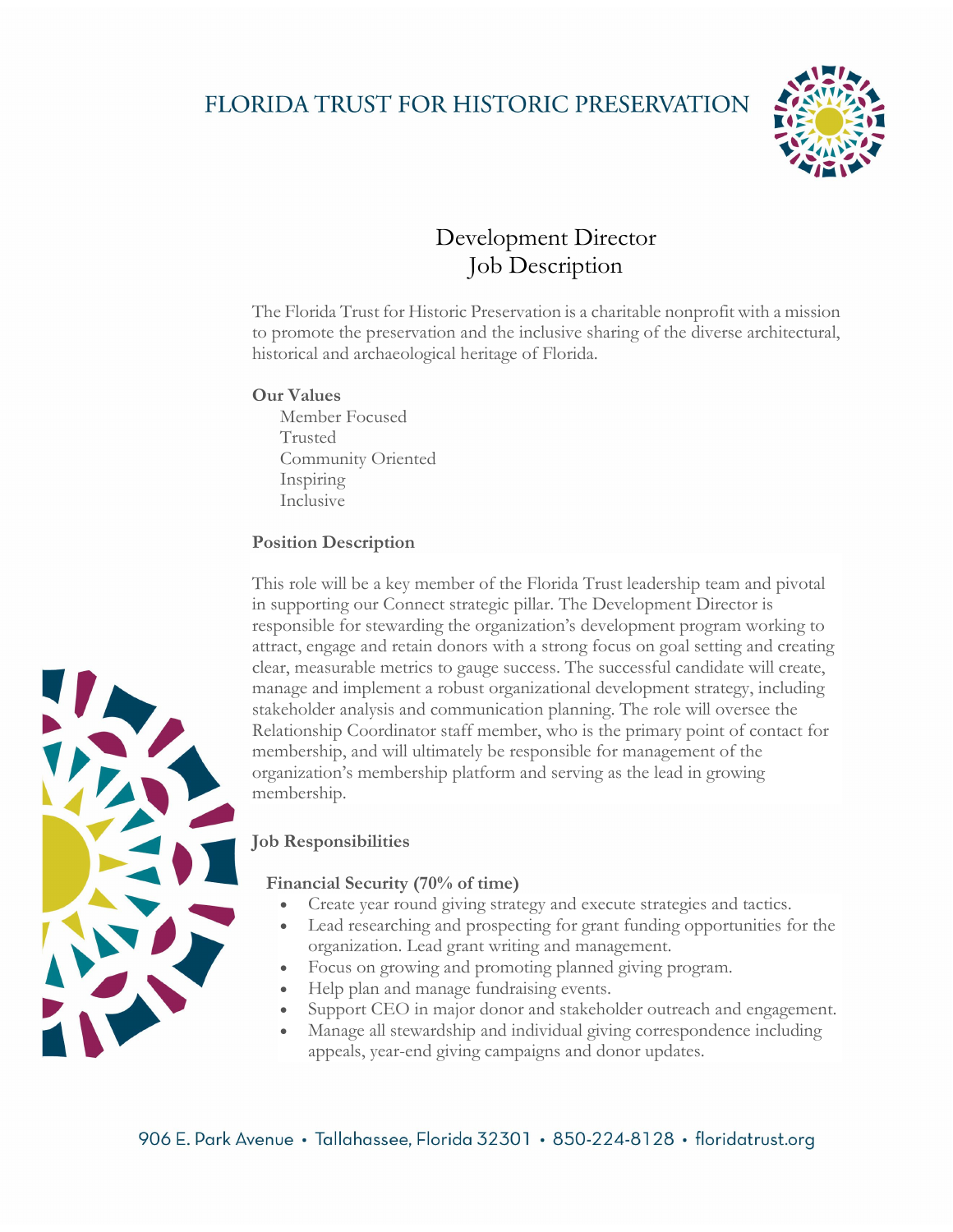# FLORIDA TRUST FOR HISTORIC PRESERVATION

## Development Director
## Job Description

The Florida Trust for Historic Preservation is a charitable nonprofit with a mission to promote the preservation and the inclusive sharing of the diverse architectural, historical and archaeological heritage of Florida.

**Our Values**

Member Focused
Trusted
Community Oriented
Inspiring
Inclusive

**Position Description**

This role will be a key member of the Florida Trust leadership team and pivotal in supporting our Connect strategic pillar. The Development Director is responsible for stewarding the organization's development program working to attract, engage and retain donors with a strong focus on goal setting and creating clear, measurable metrics to gauge success. The successful candidate will create, manage and implement a robust organizational development strategy, including stakeholder analysis and communication planning. The role will oversee the Relationship Coordinator staff member, who is the primary point of contact for membership, and will ultimately be responsible for management of the organization's membership platform and serving as the lead in growing membership.

**Job Responsibilities**

**Financial Security (70% of time)**

- Create year round giving strategy and execute strategies and tactics.
- Lead researching and prospecting for grant funding opportunities for the organization. Lead grant writing and management.
- Focus on growing and promoting planned giving program.
- Help plan and manage fundraising events.
- Support CEO in major donor and stakeholder outreach and engagement.
- Manage all stewardship and individual giving correspondence including appeals, year-end giving campaigns and donor updates.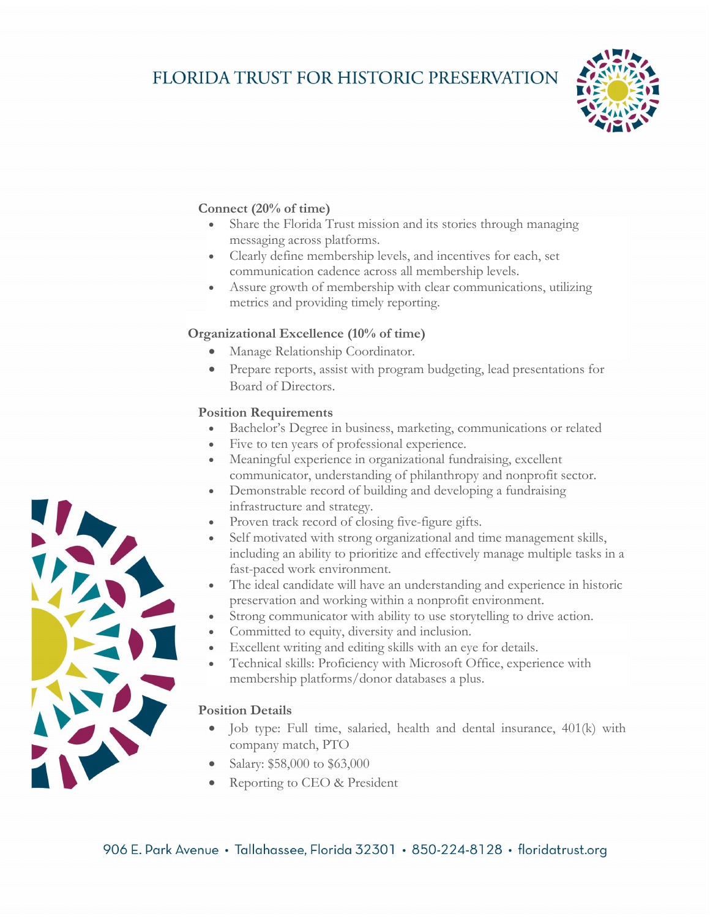**Connect (20% of time)**

- Share the Florida Trust mission and its stories through managing messaging across platforms.
- Clearly define membership levels, and incentives for each, set communication cadence across all membership levels.
- Assure growth of membership with clear communications, utilizing metrics and providing timely reporting.

**Organizational Excellence (10% of time)**

- Manage Relationship Coordinator.
- Prepare reports, assist with program budgeting, lead presentations for Board of Directors.

**Position Requirements**

- Bachelor's Degree in business, marketing, communications or related
- Five to ten years of professional experience.
- Meaningful experience in organizational fundraising, excellent communicator, understanding of philanthropy and nonprofit sector.
- Demonstrable record of building and developing a fundraising infrastructure and strategy.
- Proven track record of closing five-figure gifts.
- Self motivated with strong organizational and time management skills, including an ability to prioritize and effectively manage multiple tasks in a fast-paced work environment.
- The ideal candidate will have an understanding and experience in historic preservation and working within a nonprofit environment.
- Strong communicator with ability to use storytelling to drive action.
- Committed to equity, diversity and inclusion.
- Excellent writing and editing skills with an eye for details.
- Technical skills: Proficiency with Microsoft Office, experience with membership platforms/donor databases a plus.

**Position Details**

- Job type: Full time, salaried, health and dental insurance, 401(k) with company match, PTO
- Salary: $58,000 to $63,000
- Reporting to CEO & President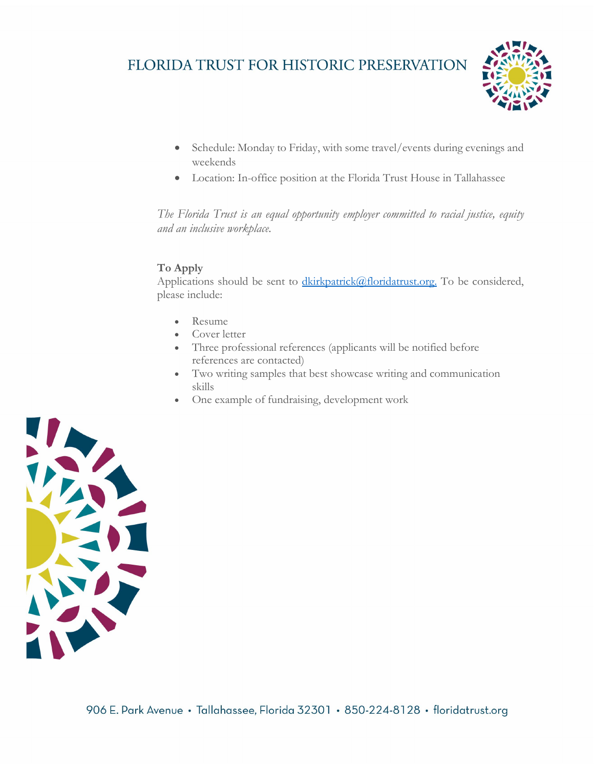- Schedule: Monday to Friday, with some travel/events during evenings and weekends
- Location: In-office position at the Florida Trust House in Tallahassee

*The Florida Trust is an equal opportunity employer committed to racial justice, equity and an inclusive workplace.*

**To Apply**

Applications should be sent to dkirkpatrick@floridatrust.org. To be considered, please include:

- Resume
- Cover letter
- Three professional references (applicants will be notified before references are contacted)
- Two writing samples that best showcase writing and communication skills
- One example of fundraising, development work